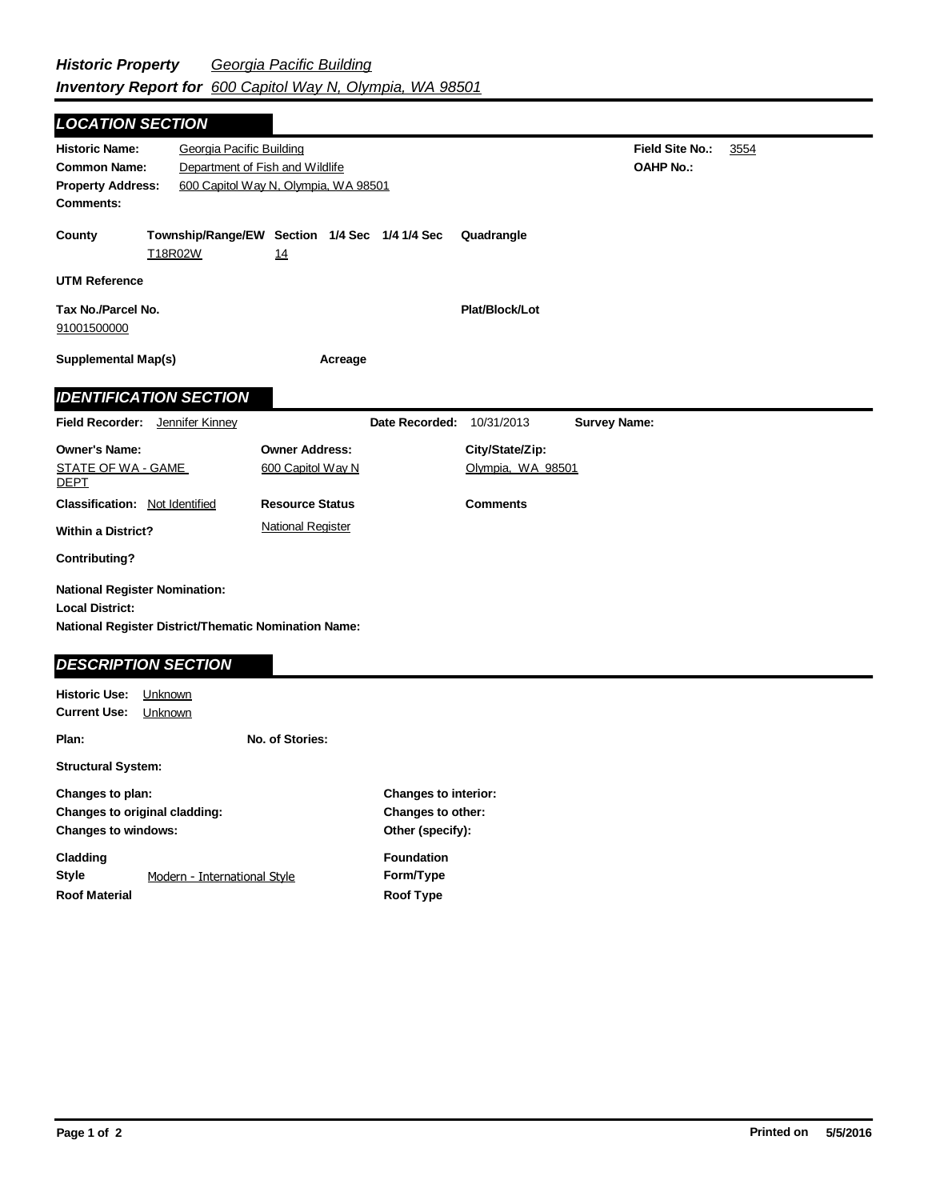**Historic Property** *Georgia Pacific Building*

**Inventory Report for** *600 Capitol Way N, Olympia, WA 98501*

## LOCATION SECTION

**Historic Name:** Georgia Pacific Building
**Field Site No.:** 3554
**Common Name:** Department of Fish and Wildlife
**OAHP No.:**
**Property Address:** 600 Capitol Way N, Olympia, WA 98501
**Comments:**

| County | Township/Range/EW | Section | 1/4 Sec | 1/4 1/4 Sec | Quadrangle |
|---|---|---|---|---|---|
| | T18R02W | 14 | | | |

**UTM Reference**

**Tax No./Parcel No.** 91001500000
**Plat/Block/Lot**

**Supplemental Map(s)**
**Acreage**

## IDENTIFICATION SECTION

**Field Recorder:** Jennifer Kinney
**Date Recorded:** 10/31/2013
**Survey Name:**

| Owner's Name: | Owner Address: | City/State/Zip: |
|---|---|---|
| STATE OF WA - GAME DEPT | 600 Capitol Way N | Olympia, WA 98501 |

**Classification:** Not Identified
**Resource Status:** National Register
**Comments**

**Within a District?**

**Contributing?**

**National Register Nomination:**
**Local District:**
**National Register District/Thematic Nomination Name:**

## DESCRIPTION SECTION

**Historic Use:** Unknown
**Current Use:** Unknown

**Plan:**
**No. of Stories:**

**Structural System:**

**Changes to plan:**
**Changes to interior:**
**Changes to original cladding:**
**Changes to other:**
**Changes to windows:**
**Other (specify):**

**Cladding**
**Foundation**
**Style** Modern - International Style
**Form/Type**
**Roof Material**
**Roof Type**

**Printed on** 5/5/2016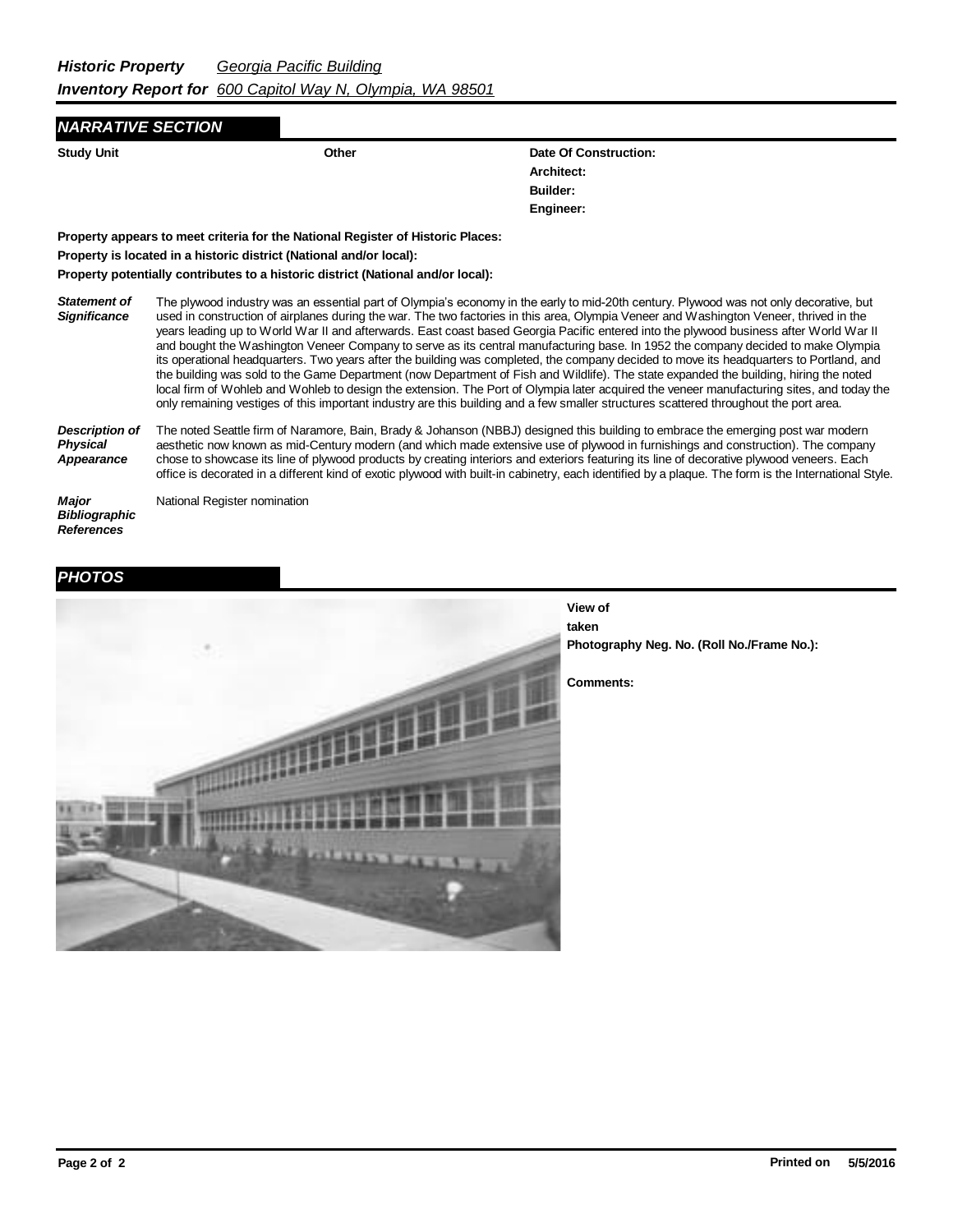**Historic Property Inventory Report for** *Georgia Pacific Building*
*600 Capitol Way N, Olympia, WA 98501*

## NARRATIVE SECTION

**Study Unit** Other

**Date Of Construction:**
**Architect:**
**Builder:**
**Engineer:**

**Property appears to meet criteria for the National Register of Historic Places:**
**Property is located in a historic district (National and/or local):**
**Property potentially contributes to a historic district (National and/or local):**

***Statement of Significance***

The plywood industry was an essential part of Olympia's economy in the early to mid-20th century. Plywood was not only decorative, but used in construction of airplanes during the war. The two factories in this area, Olympia Veneer and Washington Veneer, thrived in the years leading up to World War II and afterwards. East coast based Georgia Pacific entered into the plywood business after World War II and bought the Washington Veneer Company to serve as its central manufacturing base. In 1952 the company decided to make Olympia its operational headquarters. Two years after the building was completed, the company decided to move its headquarters to Portland, and the building was sold to the Game Department (now Department of Fish and Wildlife). The state expanded the building, hiring the noted local firm of Wohleb and Wohleb to design the extension. The Port of Olympia later acquired the veneer manufacturing sites, and today the only remaining vestiges of this important industry are this building and a few smaller structures scattered throughout the port area.

***Description of Physical Appearance***

The noted Seattle firm of Naramore, Bain, Brady & Johanson (NBBJ) designed this building to embrace the emerging post war modern aesthetic now known as mid-Century modern (and which made extensive use of plywood in furnishings and construction). The company chose to showcase its line of plywood products by creating interiors and exteriors featuring its line of decorative plywood veneers. Each office is decorated in a different kind of exotic plywood with built-in cabinetry, each identified by a plaque. The form is the International Style.

***Major Bibliographic References***

National Register nomination

## PHOTOS

**View of**
**taken**
**Photography Neg. No. (Roll No./Frame No.):**

**Comments:**

**Printed on** 5/5/2016